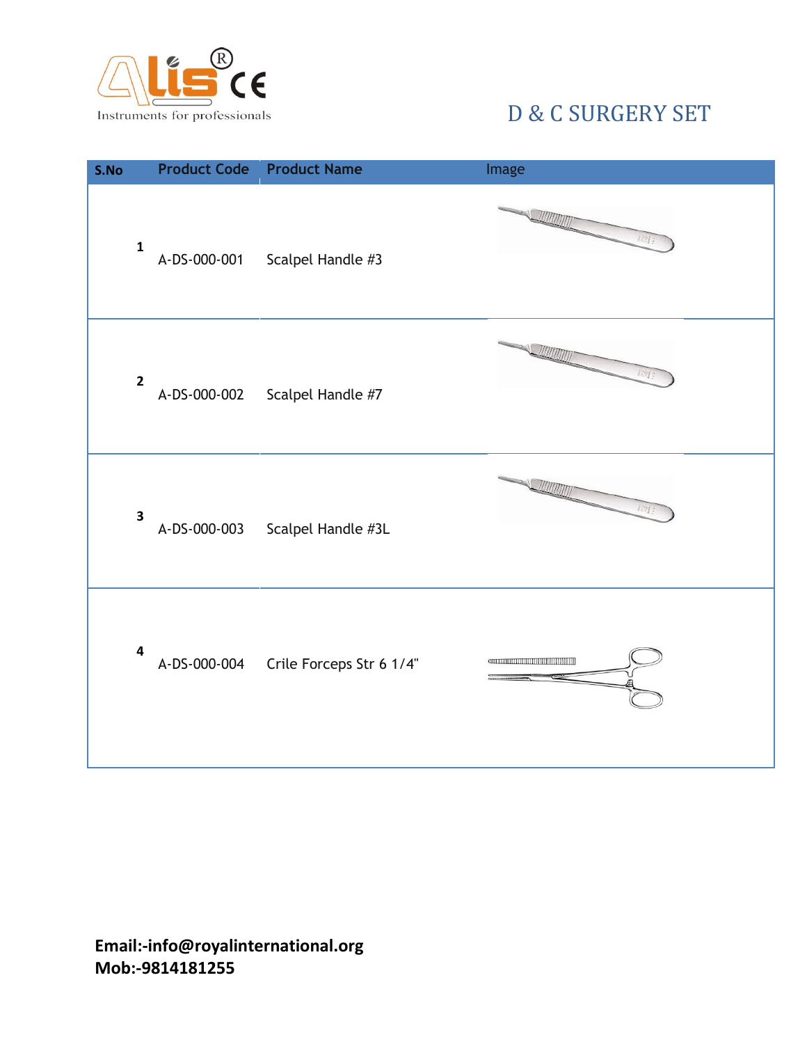Alis® CE
Instruments for professionals

# D & C SURGERY SET

| S.No | Product Code | Product Name | Image |
|---|---|---|---|
| 1 | A-DS-000-001 | Scalpel Handle #3 | |
| 2 | A-DS-000-002 | Scalpel Handle #7 | |
| 3 | A-DS-000-003 | Scalpel Handle #3L | |
| 4 | A-DS-000-004 | Crile Forceps Str 6 1/4" | |

**Email:-info@royalinternational.org**
**Mob:-9814181255**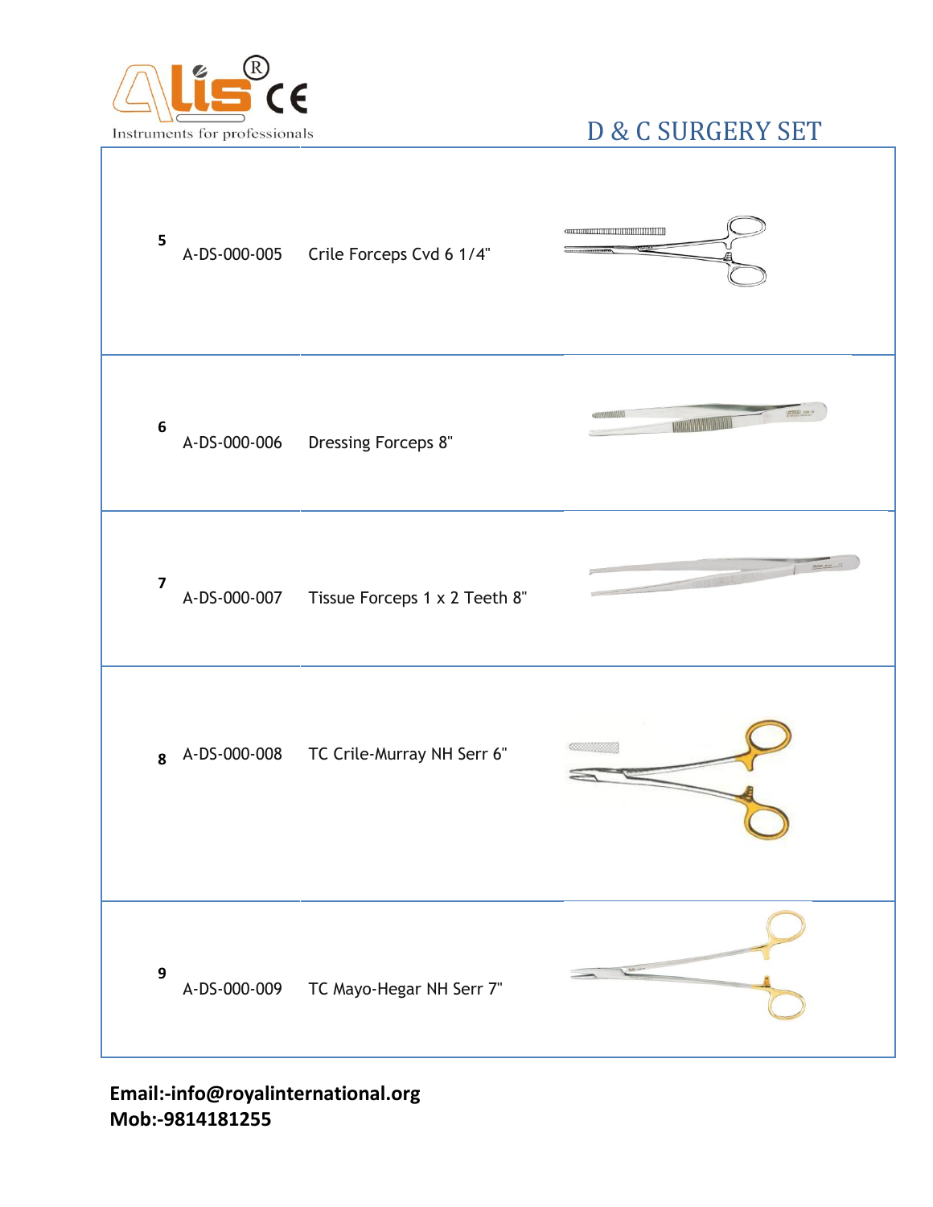## D & C SURGERY SET

| | | |
|---|---|---|
| 5 | A-DS-000-005 | Crile Forceps Cvd 6 1/4" |
| 6 | A-DS-000-006 | Dressing Forceps 8" |
| 7 | A-DS-000-007 | Tissue Forceps 1 x 2 Teeth 8" |
| 8 | A-DS-000-008 | TC Crile-Murray NH Serr 6" |
| 9 | A-DS-000-009 | TC Mayo-Hegar NH Serr 7" |

**Email:-info@royalinternational.org**
**Mob:-9814181255**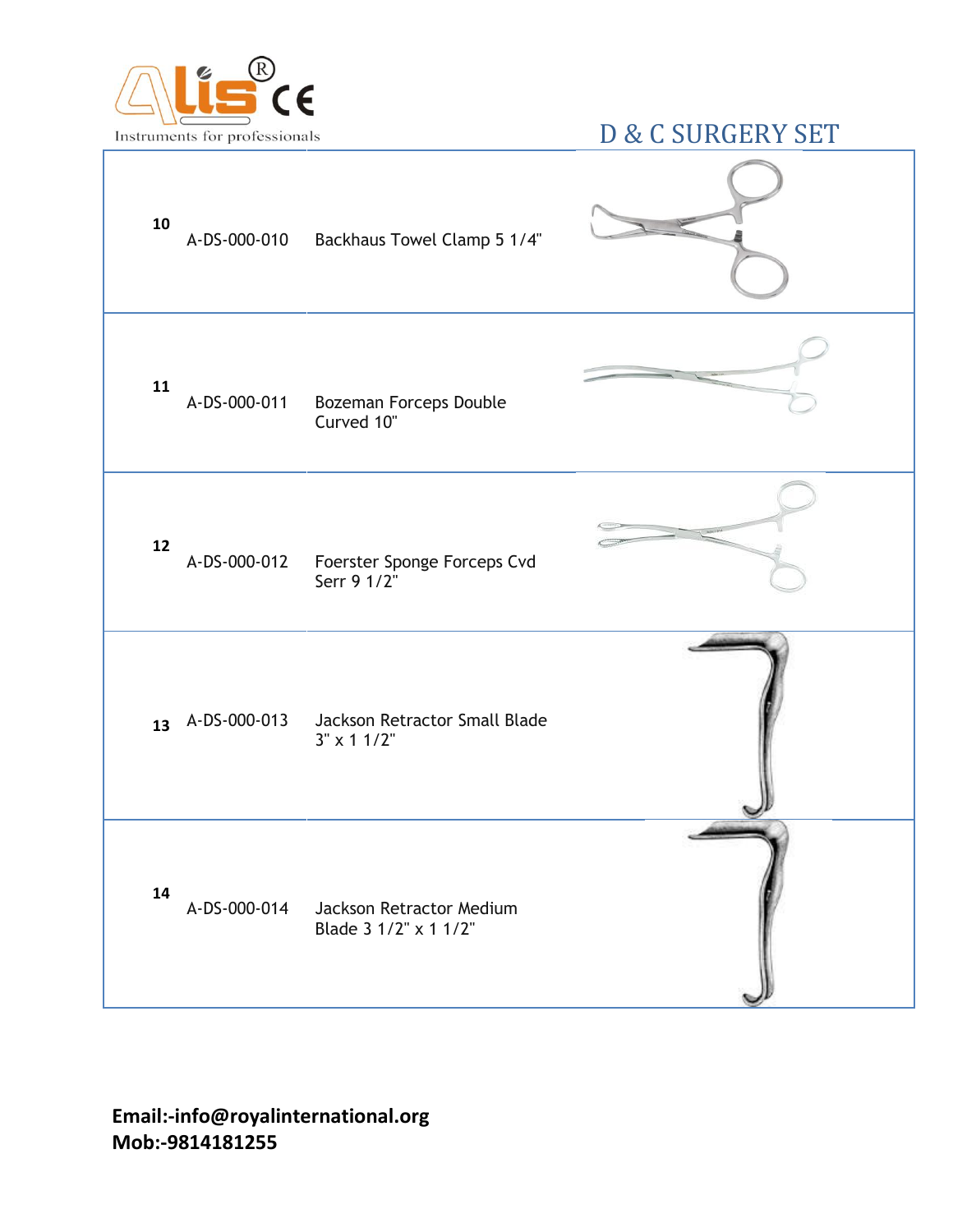Instruments for professionals

# D & C SURGERY SET

| | | | |
|---|---|---|---|
| 10 | A-DS-000-010 | Backhaus Towel Clamp 5 1/4" | |
| 11 | A-DS-000-011 | Bozeman Forceps Double Curved 10" | |
| 12 | A-DS-000-012 | Foerster Sponge Forceps Cvd Serr 9 1/2" | |
| 13 | A-DS-000-013 | Jackson Retractor Small Blade 3" x 1 1/2" | |
| 14 | A-DS-000-014 | Jackson Retractor Medium Blade 3 1/2" x 1 1/2" | |

**Email:-info@royalinternational.org**
**Mob:-9814181255**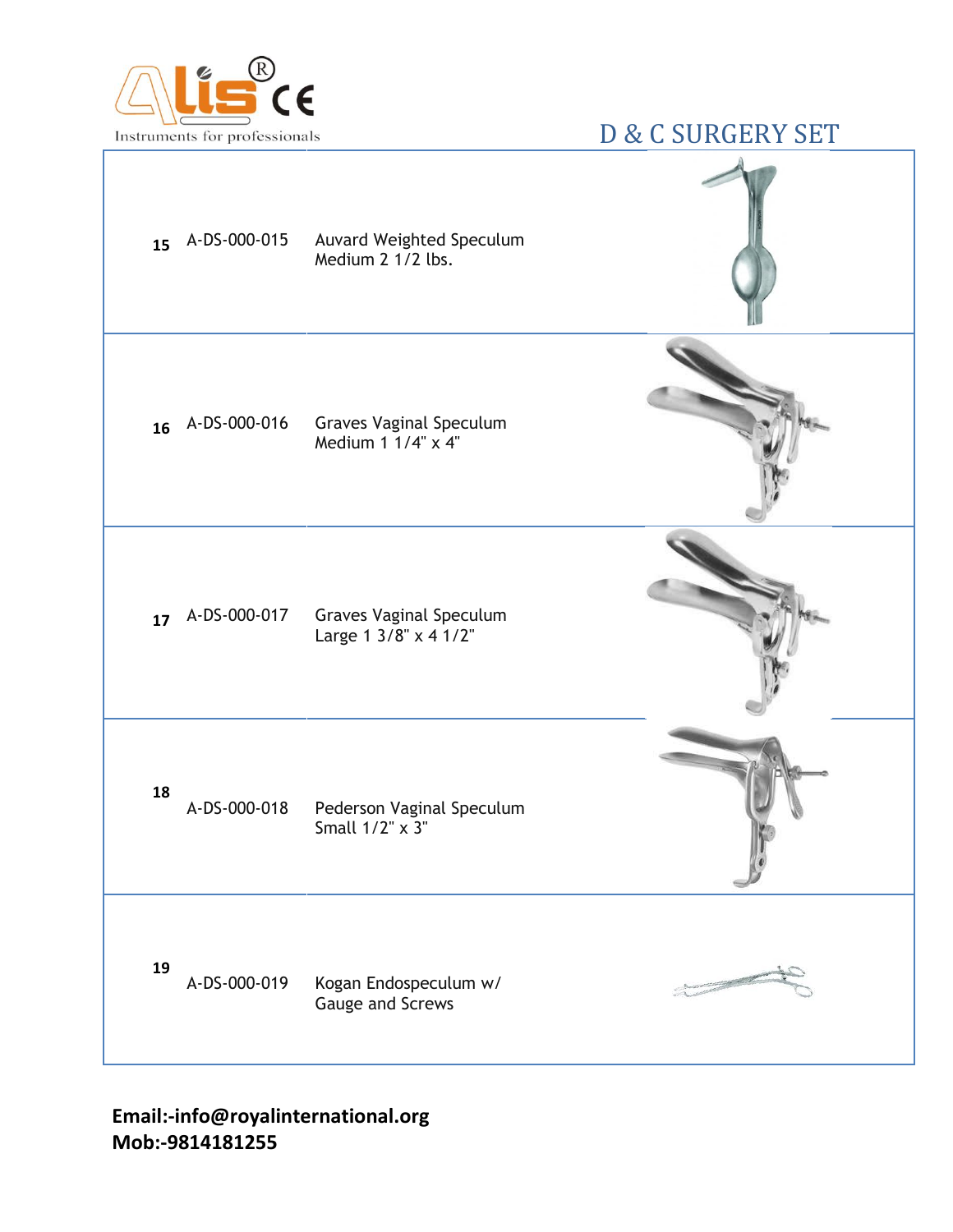Alis® CE

Instruments for professionals

# D & C SURGERY SET

| | | | |
|---|---|---|---|
| 15 | A-DS-000-015 | Auvard Weighted Speculum Medium 2 1/2 lbs. | |
| 16 | A-DS-000-016 | Graves Vaginal Speculum Medium 1 1/4" x 4" | |
| 17 | A-DS-000-017 | Graves Vaginal Speculum Large 1 3/8" x 4 1/2" | |
| 18 | A-DS-000-018 | Pederson Vaginal Speculum Small 1/2" x 3" | |
| 19 | A-DS-000-019 | Kogan Endospeculum w/ Gauge and Screws | |

**Email:-info@royalinternational.org**
**Mob:-9814181255**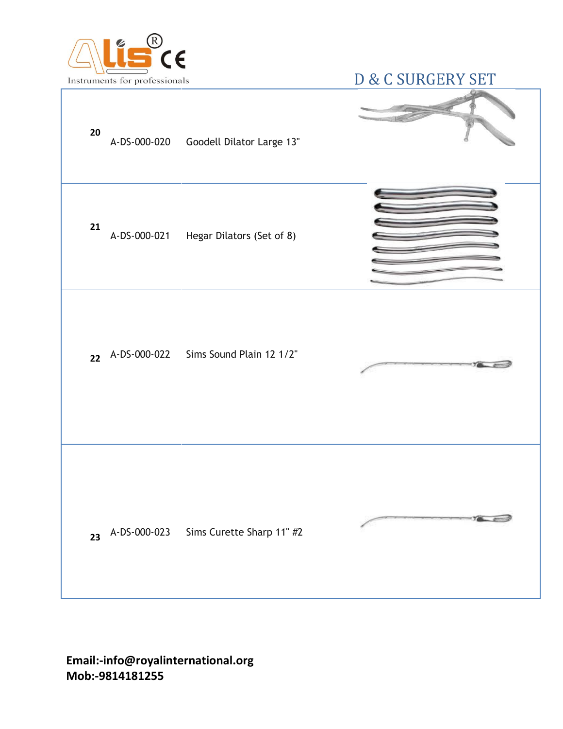Instruments for professionals

# D & C SURGERY SET

| No. | Code | Description |
|---|---|---|
| 20 | A-DS-000-020 | Goodell Dilator Large 13" |
| 21 | A-DS-000-021 | Hegar Dilators (Set of 8) |
| 22 | A-DS-000-022 | Sims Sound Plain 12 1/2" |
| 23 | A-DS-000-023 | Sims Curette Sharp 11" #2 |

**Email:-info@royalinternational.org**
**Mob:-9814181255**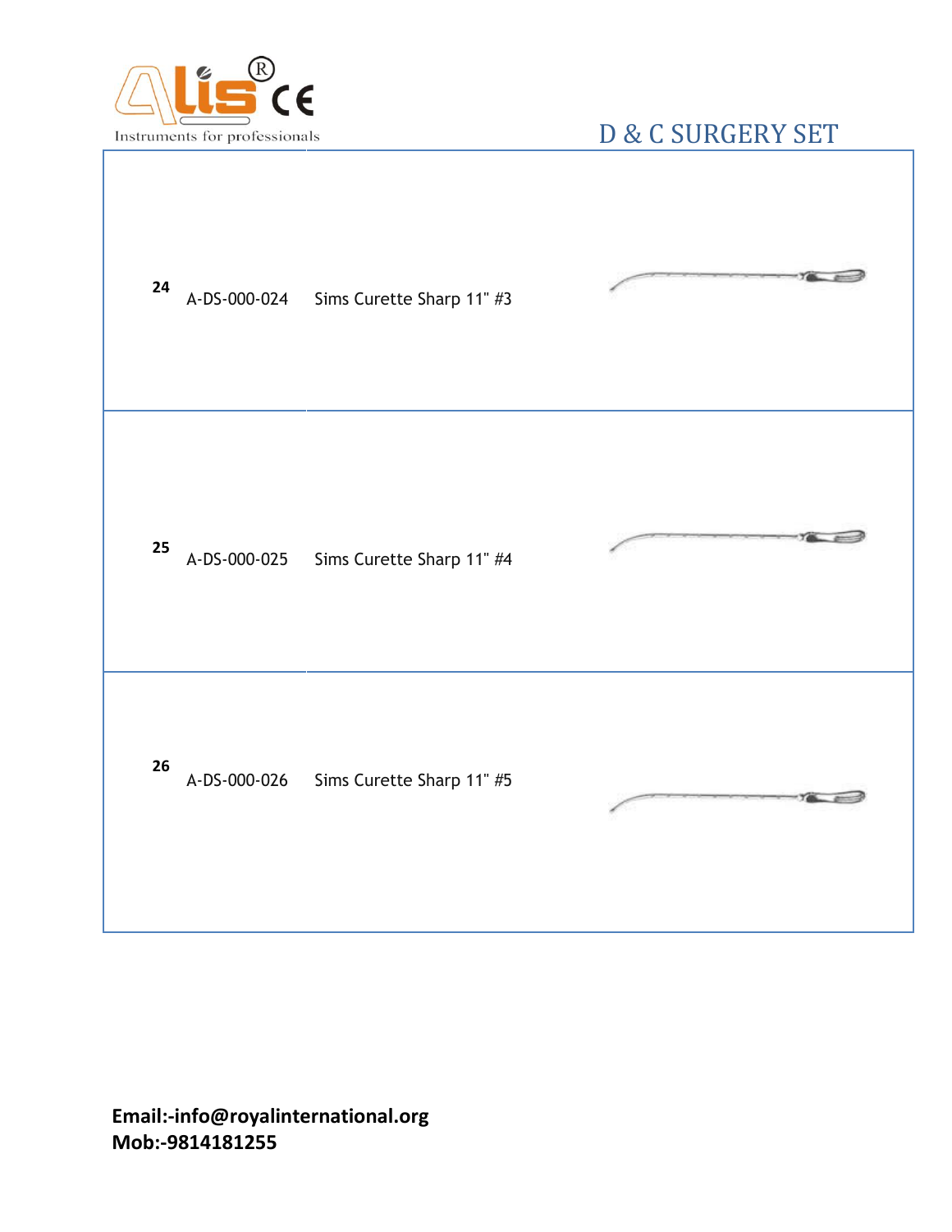# D & C SURGERY SET

| No. | Code | Description |
| --- | --- | --- |
| 24 | A-DS-000-024 | Sims Curette Sharp 11" #3 |
| 25 | A-DS-000-025 | Sims Curette Sharp 11" #4 |
| 26 | A-DS-000-026 | Sims Curette Sharp 11" #5 |

**Email:-info@royalinternational.org**
**Mob:-9814181255**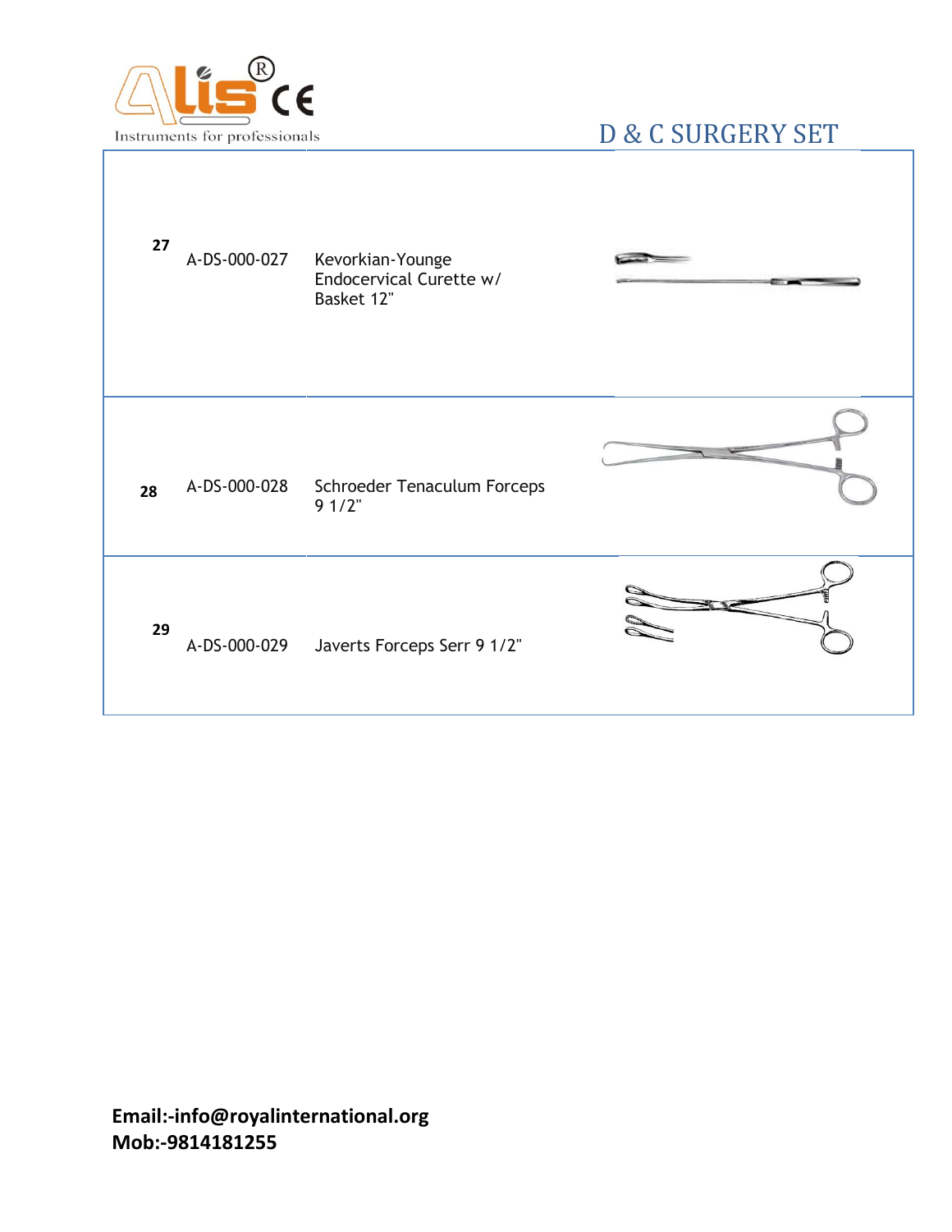# D & C SURGERY SET

| No. | Code | Description |
|---|---|---|
| 27 | A-DS-000-027 | Kevorkian-Younge Endocervical Curette w/ Basket 12" |
| 28 | A-DS-000-028 | Schroeder Tenaculum Forceps 9 1/2" |
| 29 | A-DS-000-029 | Javerts Forceps Serr 9 1/2" |

**Email:-info@royalinternational.org**
**Mob:-9814181255**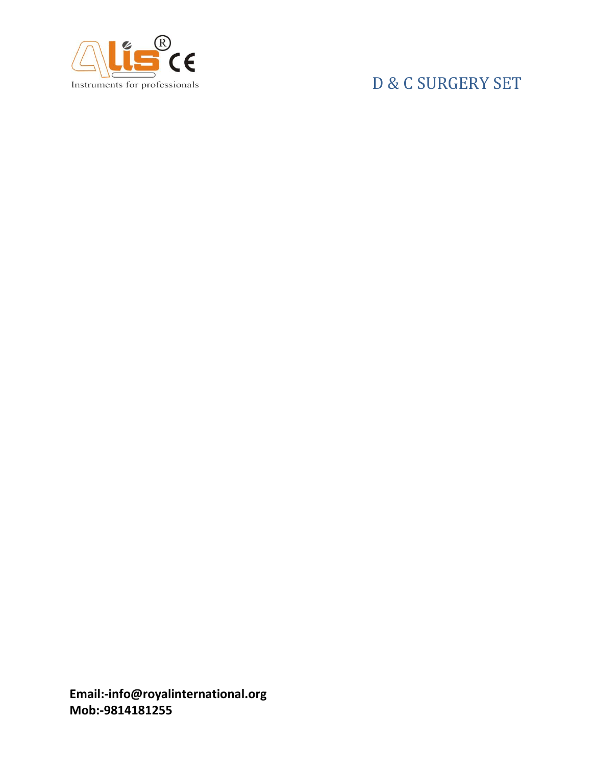Alis®
CE
Instruments for professionals

# D & C SURGERY SET

**Email:-info@royalinternational.org**
**Mob:-9814181255**